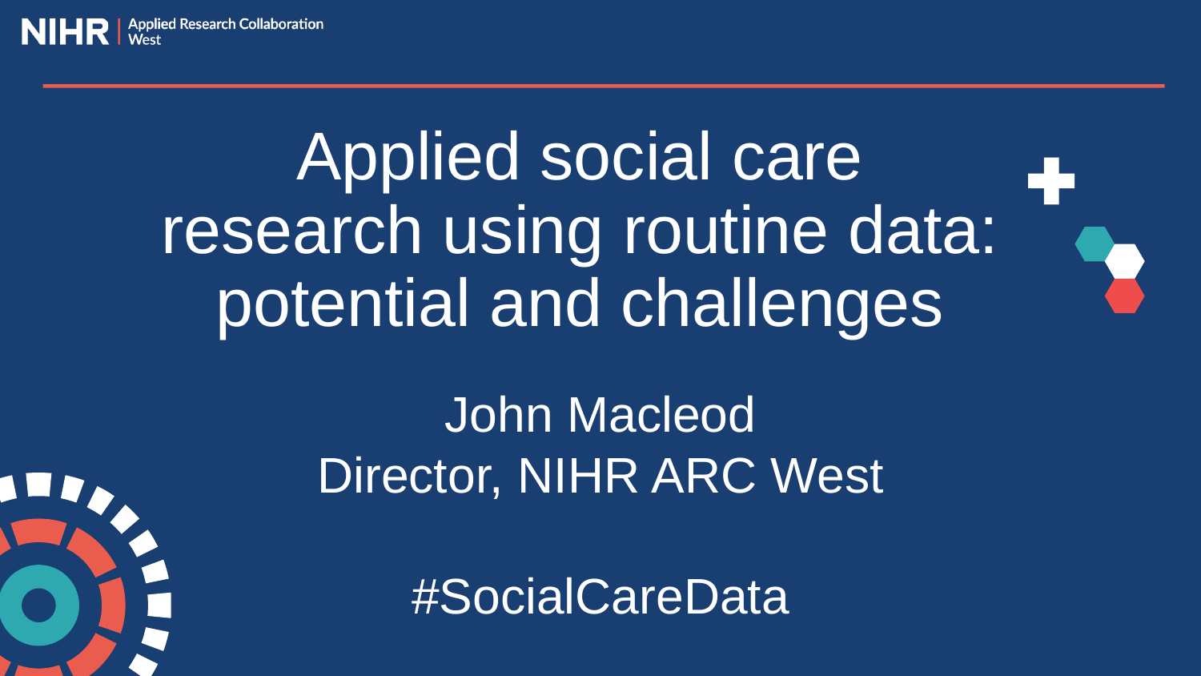NIHR | Applied Research Collaboration West

# Applied social care research using routine data: potential and challenges

John Macleod
Director, NIHR ARC West

#SocialCareData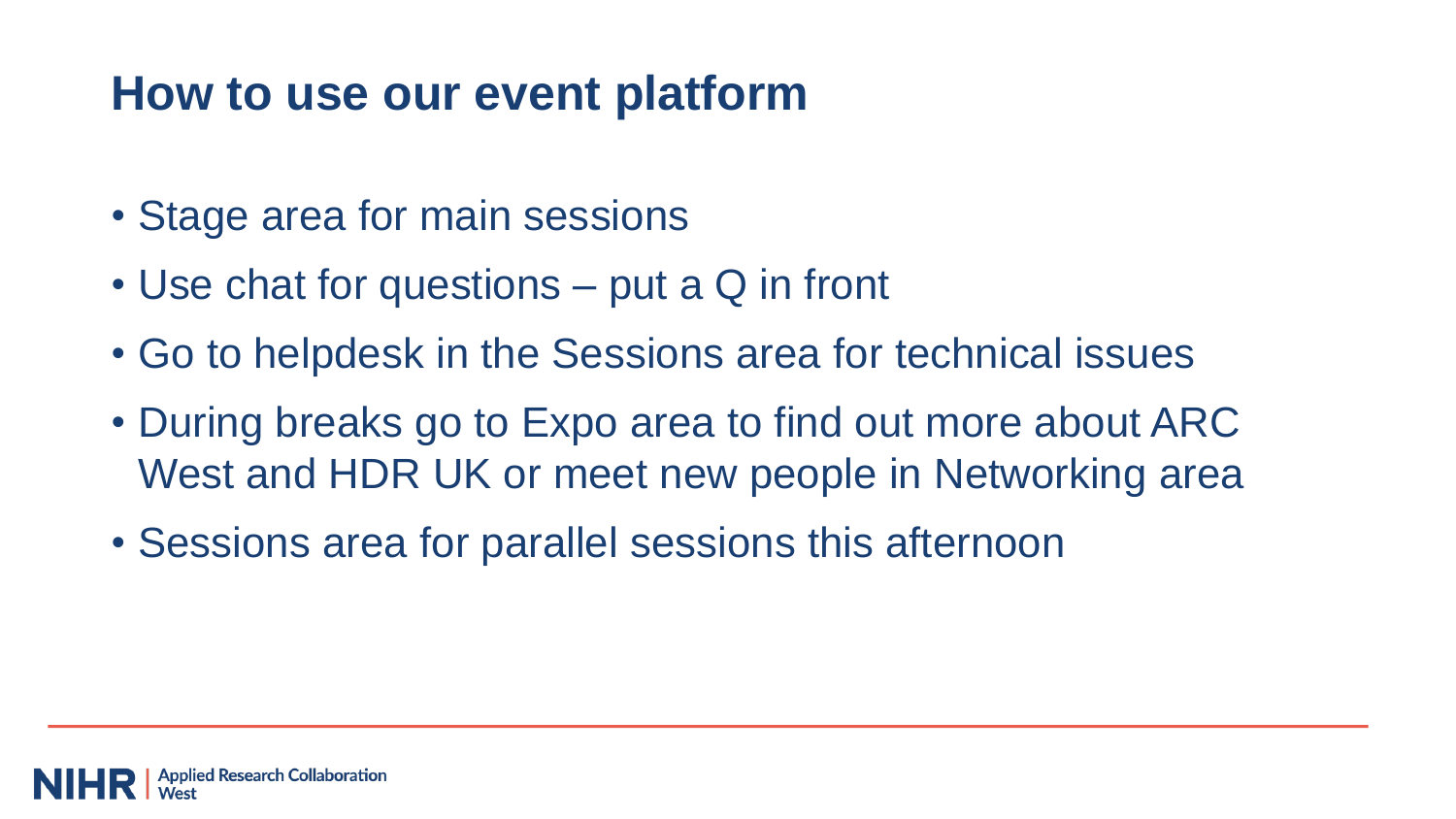# How to use our event platform

- Stage area for main sessions
- Use chat for questions – put a Q in front
- Go to helpdesk in the Sessions area for technical issues
- During breaks go to Expo area to find out more about ARC West and HDR UK or meet new people in Networking area
- Sessions area for parallel sessions this afternoon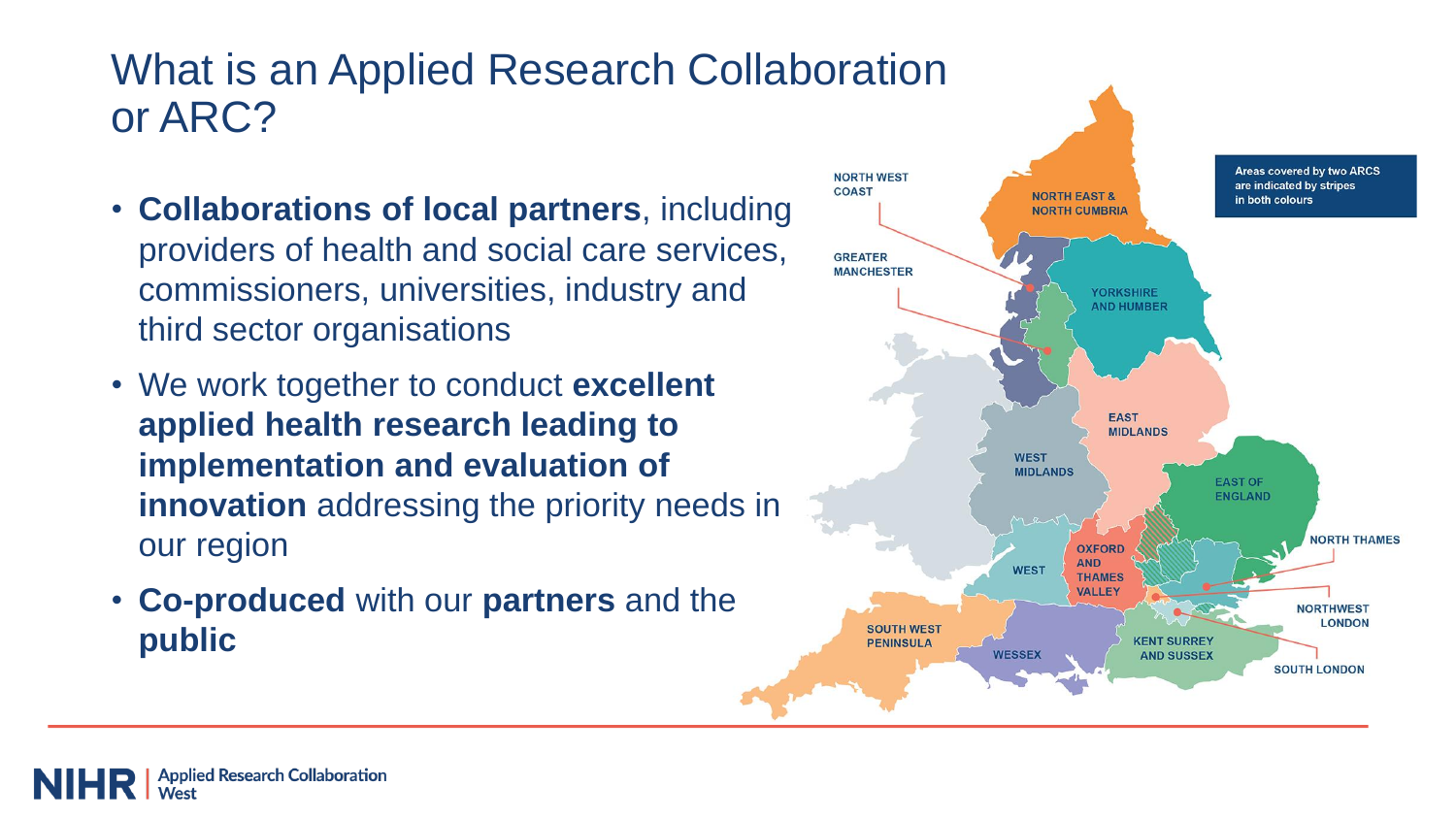# What is an Applied Research Collaboration or ARC?

- **Collaborations of local partners**, including providers of health and social care services, commissioners, universities, industry and third sector organisations
- We work together to conduct **excellent applied health research leading to implementation and evaluation of innovation** addressing the priority needs in our region
- **Co-produced** with our **partners** and the **public**

Areas covered by two ARCS are indicated by stripes in both colours

NORTH WEST COAST

NORTH EAST & NORTH CUMBRIA

GREATER MANCHESTER

YORKSHIRE AND HUMBER

EAST MIDLANDS

WEST MIDLANDS

EAST OF ENGLAND

NORTH THAMES

OXFORD AND THAMES VALLEY

WEST

NORTHWEST LONDON

SOUTH WEST PENINSULA

WESSEX

KENT SURREY AND SUSSEX

SOUTH LONDON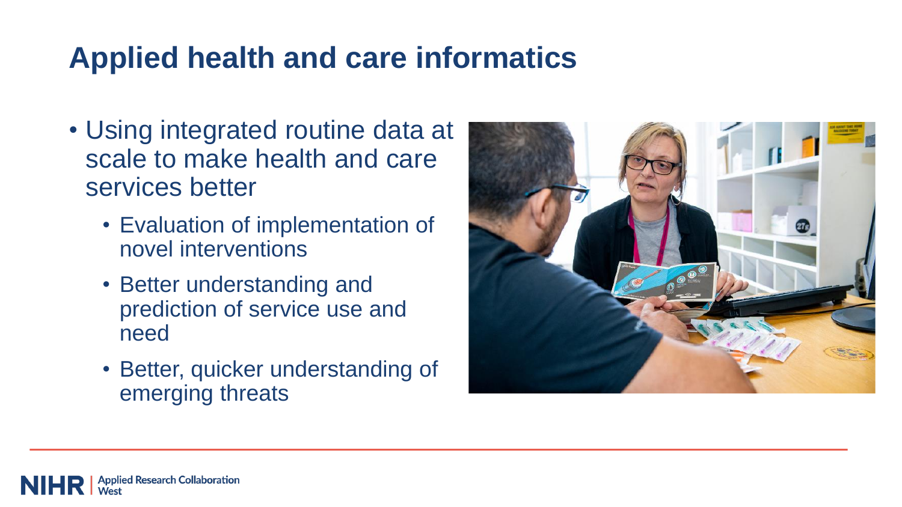# Applied health and care informatics

- Using integrated routine data at scale to make health and care services better
  - Evaluation of implementation of novel interventions
  - Better understanding and prediction of service use and need
  - Better, quicker understanding of emerging threats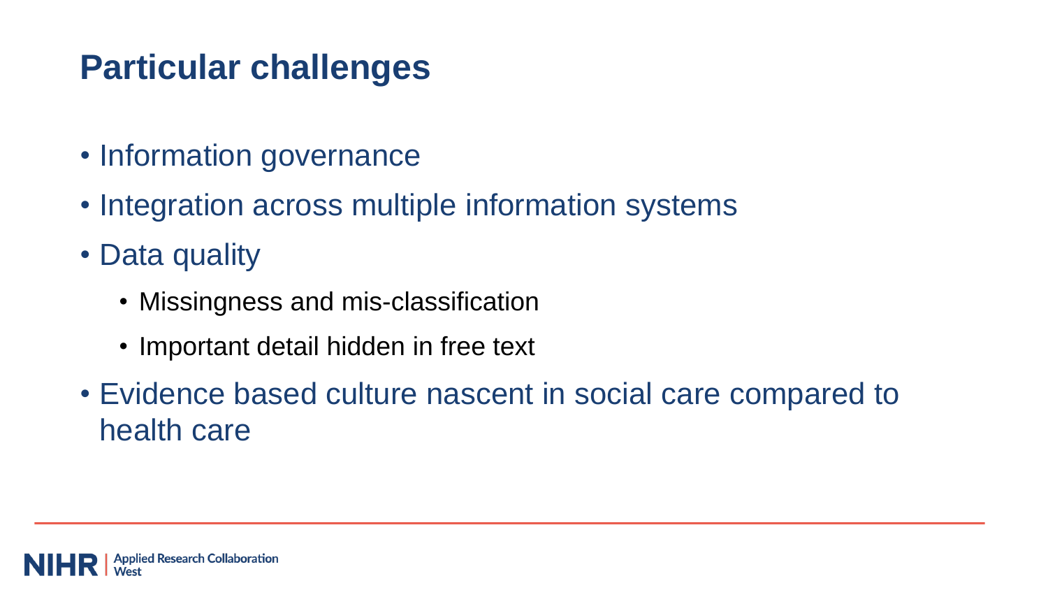# Particular challenges

- Information governance
- Integration across multiple information systems
- Data quality
  - Missingness and mis-classification
  - Important detail hidden in free text
- Evidence based culture nascent in social care compared to health care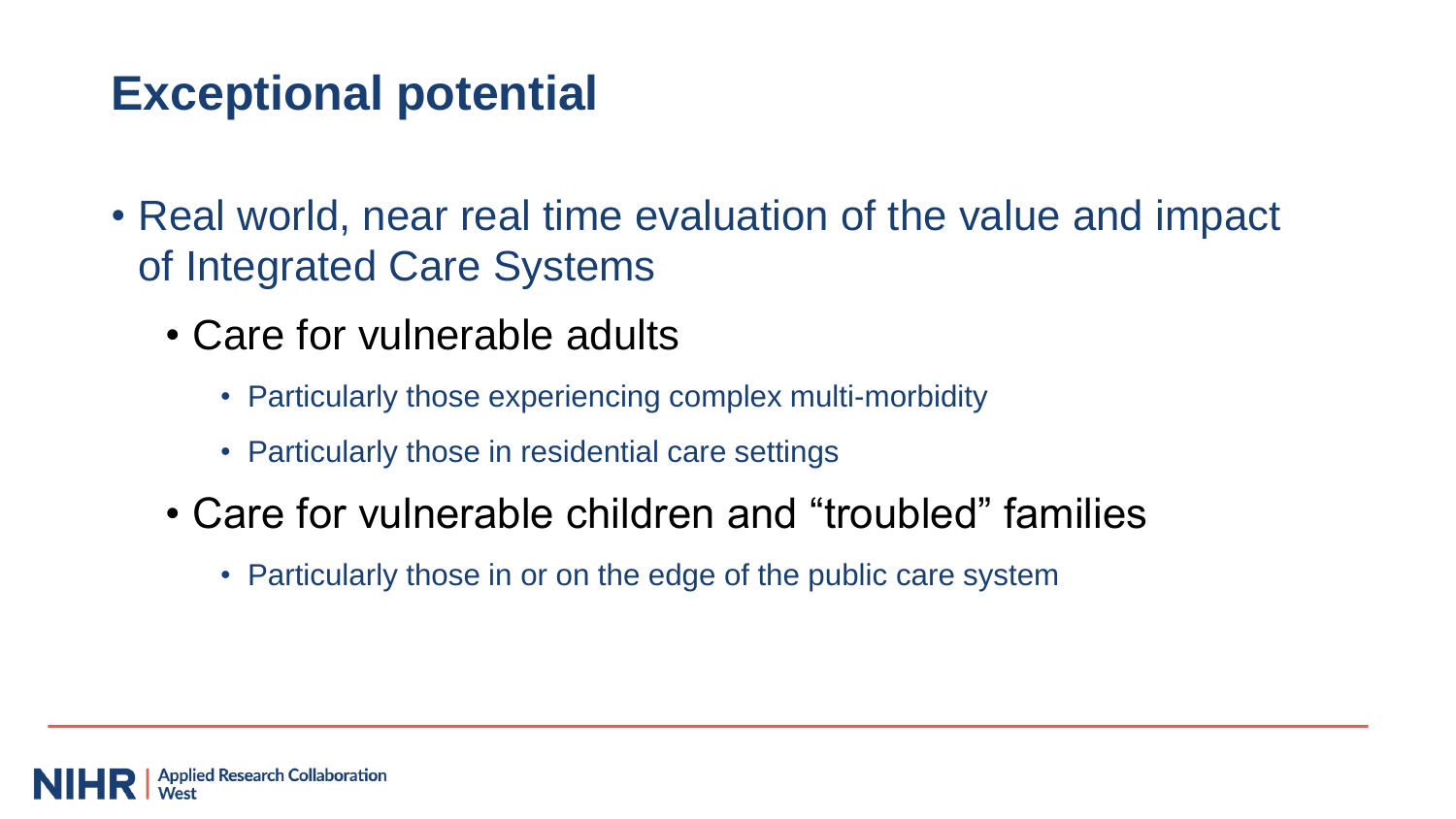# Exceptional potential

- Real world, near real time evaluation of the value and impact of Integrated Care Systems
  - Care for vulnerable adults
    - Particularly those experiencing complex multi-morbidity
    - Particularly those in residential care settings
  - Care for vulnerable children and “troubled” families
    - Particularly those in or on the edge of the public care system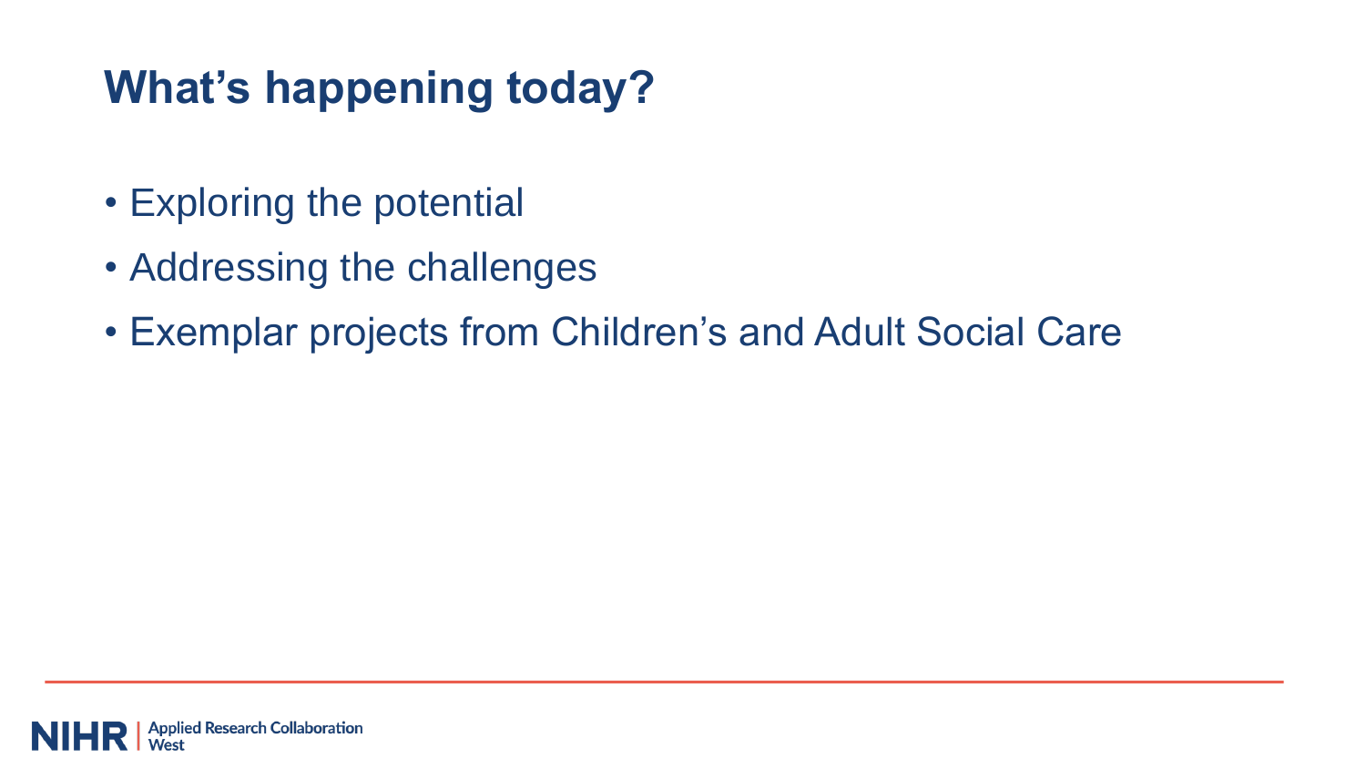# What's happening today?

- Exploring the potential
- Addressing the challenges
- Exemplar projects from Children's and Adult Social Care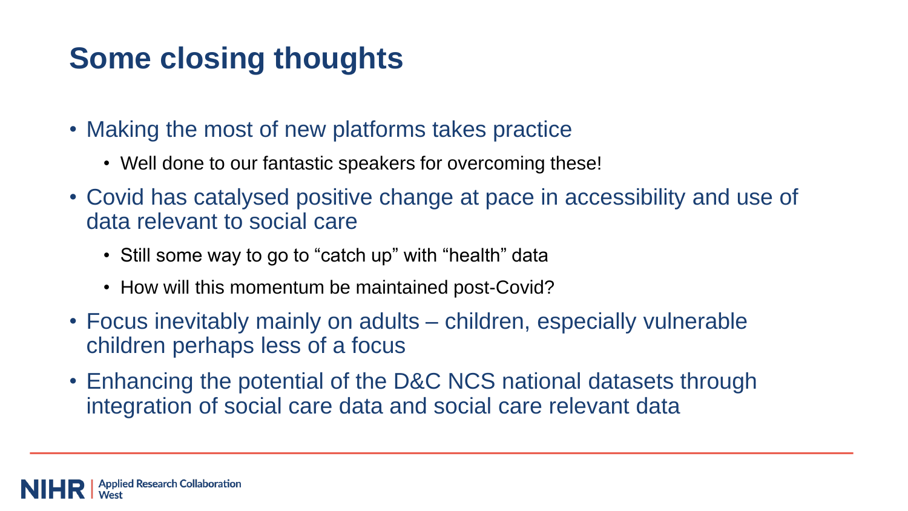# Some closing thoughts

- Making the most of new platforms takes practice
  - Well done to our fantastic speakers for overcoming these!
- Covid has catalysed positive change at pace in accessibility and use of data relevant to social care
  - Still some way to go to “catch up” with “health” data
  - How will this momentum be maintained post-Covid?
- Focus inevitably mainly on adults – children, especially vulnerable children perhaps less of a focus
- Enhancing the potential of the D&C NCS national datasets through integration of social care data and social care relevant data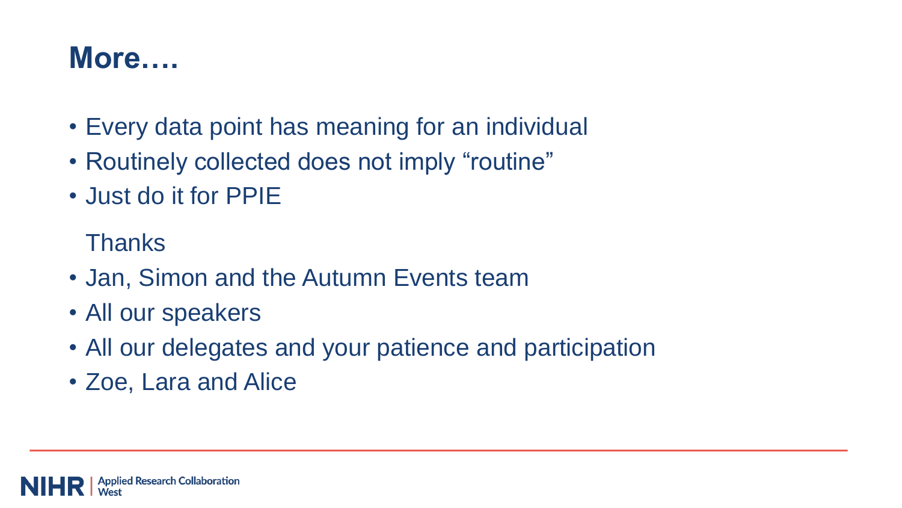# More….

- Every data point has meaning for an individual
- Routinely collected does not imply “routine”
- Just do it for PPIE

Thanks

- Jan, Simon and the Autumn Events team
- All our speakers
- All our delegates and your patience and participation
- Zoe, Lara and Alice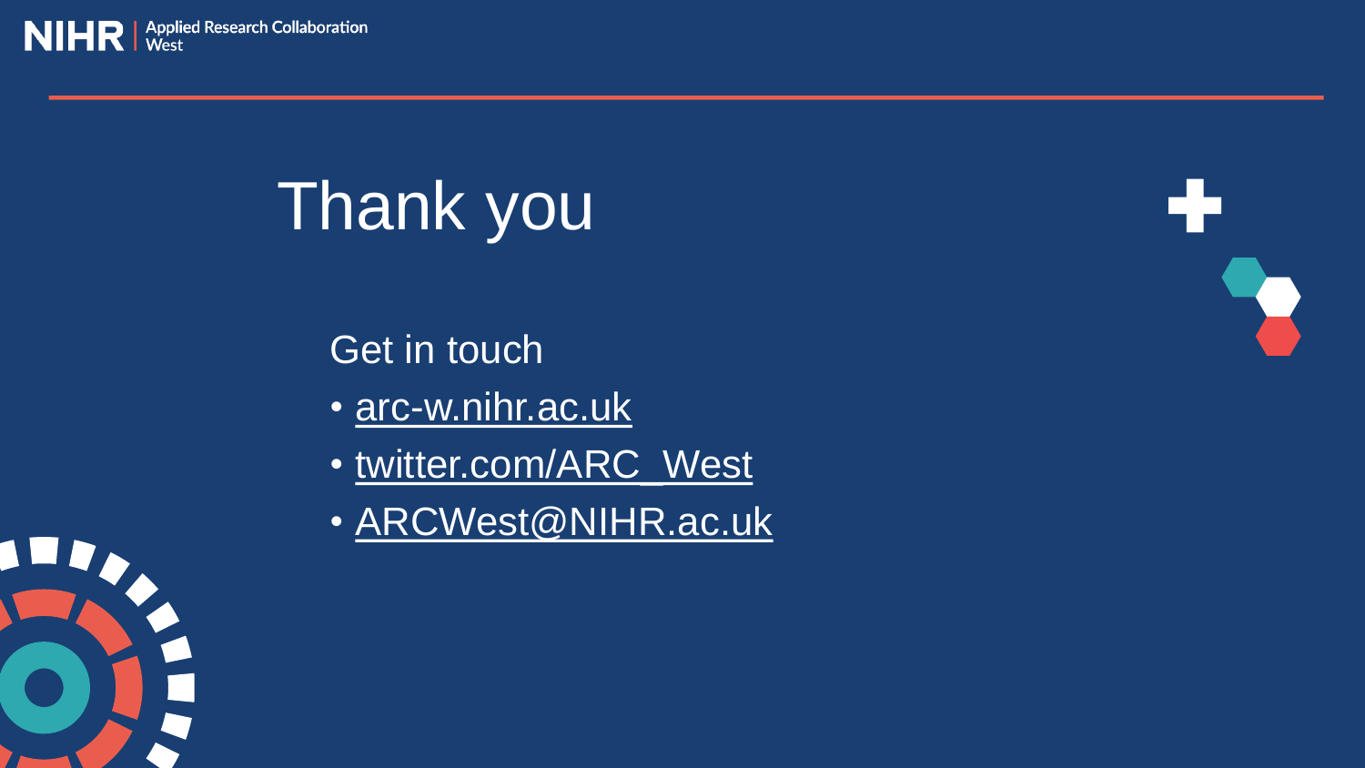# Thank you

Get in touch

- arc-w.nihr.ac.uk
- twitter.com/ARC_West
- ARCWest@NIHR.ac.uk